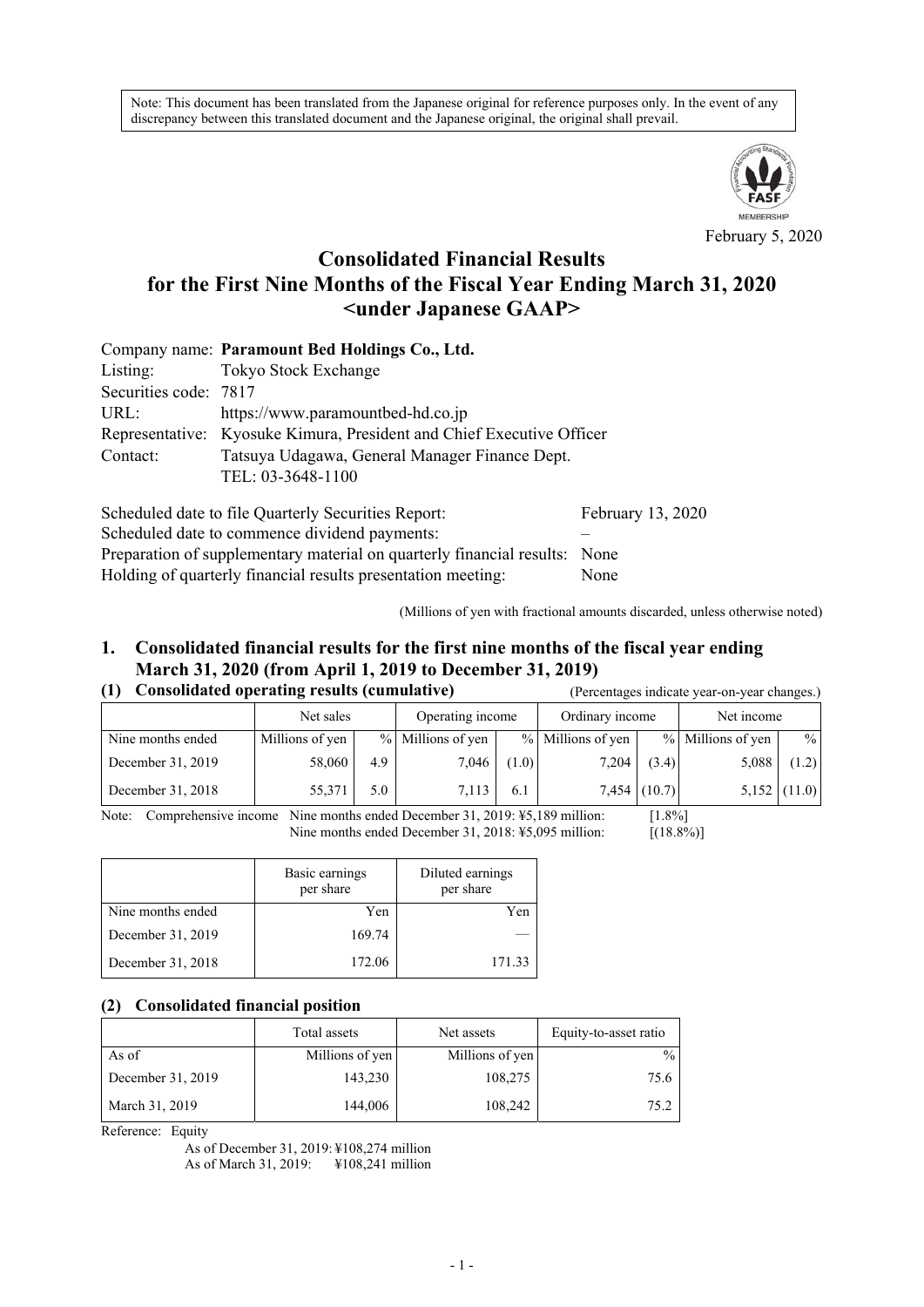Note: This document has been translated from the Japanese original for reference purposes only. In the event of any discrepancy between this translated document and the Japanese original, the original shall prevail.

February 5, 2020

# Consolidated Financial Results for the First Nine Months of the Fiscal Year Ending March 31, 2020 <under Japanese GAAP>

Company name: **Paramount Bed Holdings Co., Ltd.**
Listing: Tokyo Stock Exchange
Securities code: 7817
URL: https://www.paramountbed-hd.co.jp
Representative: Kyosuke Kimura, President and Chief Executive Officer
Contact: Tatsuya Udagawa, General Manager Finance Dept.
TEL: 03-3648-1100

Scheduled date to file Quarterly Securities Report: February 13, 2020
Scheduled date to commence dividend payments: –
Preparation of supplementary material on quarterly financial results: None
Holding of quarterly financial results presentation meeting: None

(Millions of yen with fractional amounts discarded, unless otherwise noted)

## 1. Consolidated financial results for the first nine months of the fiscal year ending March 31, 2020 (from April 1, 2019 to December 31, 2019)

### (1) Consolidated operating results (cumulative)

(Percentages indicate year-on-year changes.)

| | Net sales | | Operating income | | Ordinary income | | Net income | |
|---|---|---|---|---|---|---|---|---|
| Nine months ended | Millions of yen | % | Millions of yen | % | Millions of yen | % | Millions of yen | % |
| December 31, 2019 | 58,060 | 4.9 | 7,046 | (1.0) | 7,204 | (3.4) | 5,088 | (1.2) |
| December 31, 2018 | 55,371 | 5.0 | 7,113 | 6.1 | 7,454 | (10.7) | 5,152 | (11.0) |

Note: Comprehensive income Nine months ended December 31, 2019: ¥5,189 million: [1.8%]
Nine months ended December 31, 2018: ¥5,095 million: [(18.8%)]

| | Basic earnings per share | Diluted earnings per share |
|---|---|---|
| Nine months ended | Yen | Yen |
| December 31, 2019 | 169.74 | — |
| December 31, 2018 | 172.06 | 171.33 |

### (2) Consolidated financial position

| | Total assets | Net assets | Equity-to-asset ratio |
|---|---|---|---|
| As of | Millions of yen | Millions of yen | % |
| December 31, 2019 | 143,230 | 108,275 | 75.6 |
| March 31, 2019 | 144,006 | 108,242 | 75.2 |

Reference: Equity
As of December 31, 2019: ¥108,274 million
As of March 31, 2019: ¥108,241 million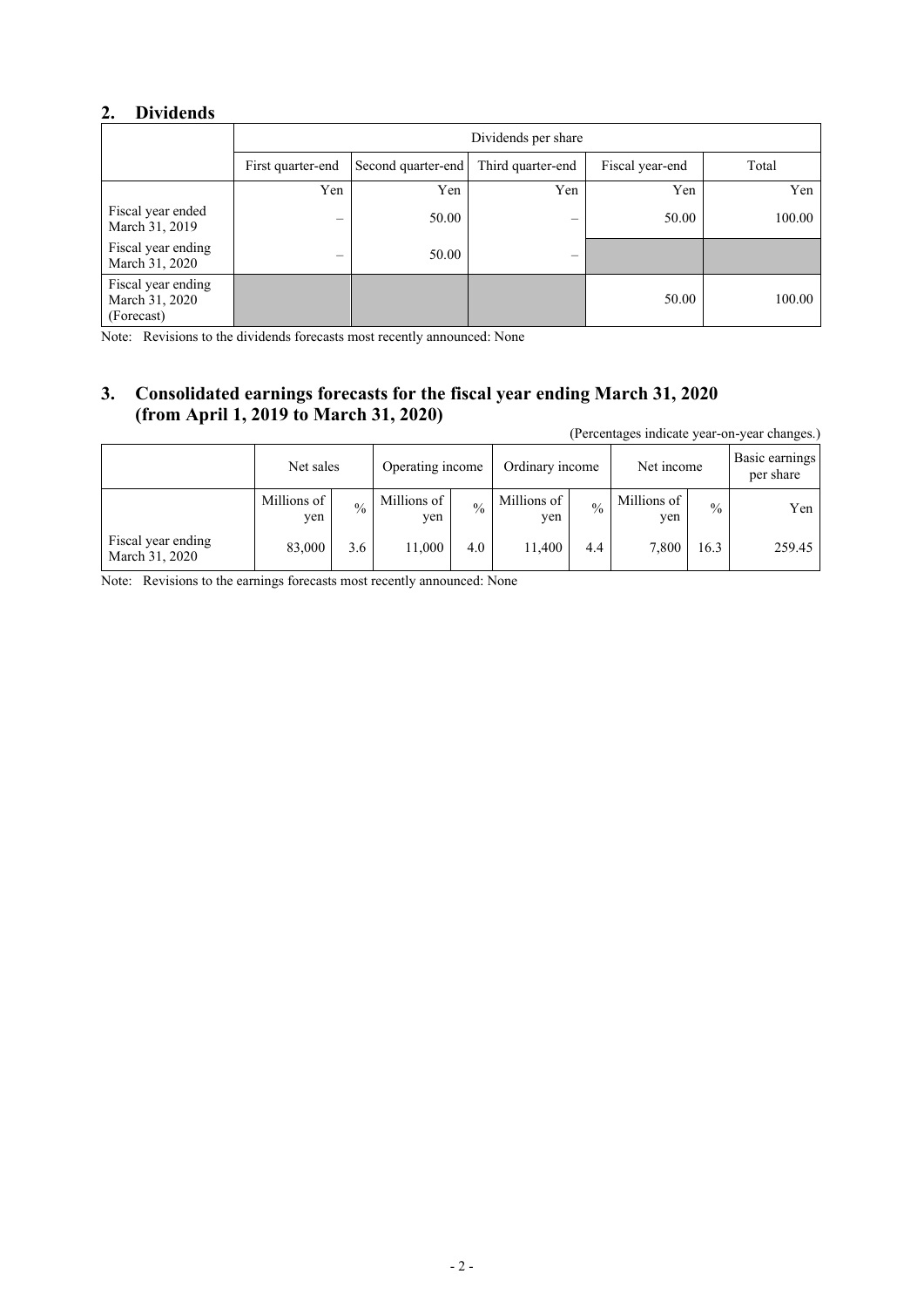## 2. Dividends

| | Dividends per share | | | | |
|---|---|---|---|---|---|
| | First quarter-end | Second quarter-end | Third quarter-end | Fiscal year-end | Total |
| | Yen | Yen | Yen | Yen | Yen |
| Fiscal year ended March 31, 2019 | – | 50.00 | – | 50.00 | 100.00 |
| Fiscal year ending March 31, 2020 | – | 50.00 | – | | |
| Fiscal year ending March 31, 2020 (Forecast) | | | | 50.00 | 100.00 |

Note: Revisions to the dividends forecasts most recently announced: None

## 3. Consolidated earnings forecasts for the fiscal year ending March 31, 2020 (from April 1, 2019 to March 31, 2020)

(Percentages indicate year-on-year changes.)

| | Net sales | | Operating income | | Ordinary income | | Net income | | Basic earnings per share |
|---|---|---|---|---|---|---|---|---|---|
| | Millions of yen | % | Millions of yen | % | Millions of yen | % | Millions of yen | % | Yen |
| Fiscal year ending March 31, 2020 | 83,000 | 3.6 | 11,000 | 4.0 | 11,400 | 4.4 | 7,800 | 16.3 | 259.45 |

Note: Revisions to the earnings forecasts most recently announced: None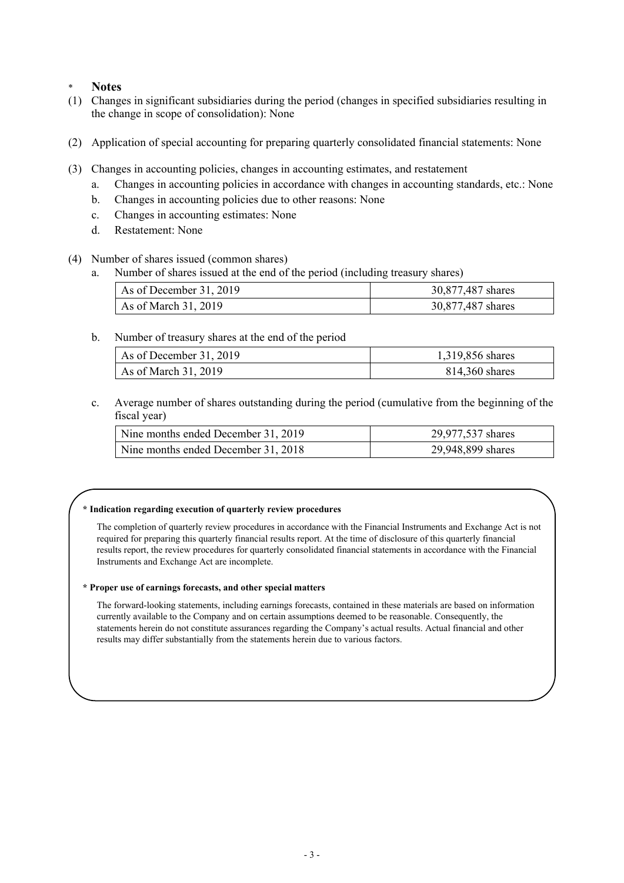## * Notes

(1) Changes in significant subsidiaries during the period (changes in specified subsidiaries resulting in the change in scope of consolidation): None

(2) Application of special accounting for preparing quarterly consolidated financial statements: None

(3) Changes in accounting policies, changes in accounting estimates, and restatement

  a. Changes in accounting policies in accordance with changes in accounting standards, etc.: None
  b. Changes in accounting policies due to other reasons: None
  c. Changes in accounting estimates: None
  d. Restatement: None

(4) Number of shares issued (common shares)

  a. Number of shares issued at the end of the period (including treasury shares)

| | |
|---|---|
| As of December 31, 2019 | 30,877,487 shares |
| As of March 31, 2019 | 30,877,487 shares |

  b. Number of treasury shares at the end of the period

| | |
|---|---|
| As of December 31, 2019 | 1,319,856 shares |
| As of March 31, 2019 | 814,360 shares |

  c. Average number of shares outstanding during the period (cumulative from the beginning of the fiscal year)

| | |
|---|---|
| Nine months ended December 31, 2019 | 29,977,537 shares |
| Nine months ended December 31, 2018 | 29,948,899 shares |

**\* Indication regarding execution of quarterly review procedures**

The completion of quarterly review procedures in accordance with the Financial Instruments and Exchange Act is not required for preparing this quarterly financial results report. At the time of disclosure of this quarterly financial results report, the review procedures for quarterly consolidated financial statements in accordance with the Financial Instruments and Exchange Act are incomplete.

**\* Proper use of earnings forecasts, and other special matters**

The forward-looking statements, including earnings forecasts, contained in these materials are based on information currently available to the Company and on certain assumptions deemed to be reasonable. Consequently, the statements herein do not constitute assurances regarding the Company's actual results. Actual financial and other results may differ substantially from the statements herein due to various factors.